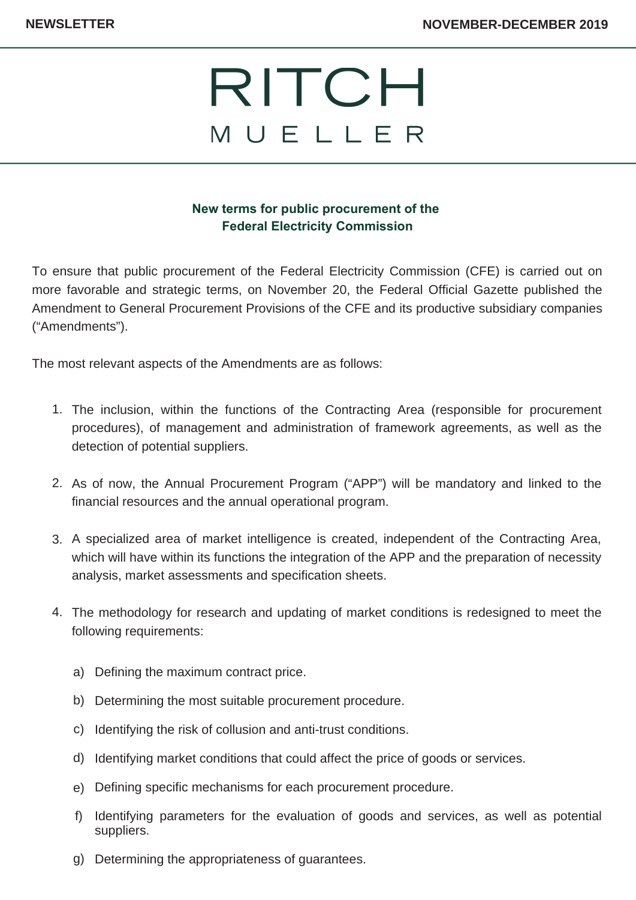# RITCH MUELLER

## New terms for public procurement of the Federal Electricity Commission

To ensure that public procurement of the Federal Electricity Commission (CFE) is carried out on more favorable and strategic terms, on November 20, the Federal Official Gazette published the Amendment to General Procurement Provisions of the CFE and its productive subsidiary companies ("Amendments").

The most relevant aspects of the Amendments are as follows:

1. The inclusion, within the functions of the Contracting Area (responsible for procurement procedures), of management and administration of framework agreements, as well as the detection of potential suppliers.

2. As of now, the Annual Procurement Program ("APP") will be mandatory and linked to the financial resources and the annual operational program.

3. A specialized area of market intelligence is created, independent of the Contracting Area, which will have within its functions the integration of the APP and the preparation of necessity analysis, market assessments and specification sheets.

4. The methodology for research and updating of market conditions is redesigned to meet the following requirements:

   a) Defining the maximum contract price.

   b) Determining the most suitable procurement procedure.

   c) Identifying the risk of collusion and anti-trust conditions.

   d) Identifying market conditions that could affect the price of goods or services.

   e) Defining specific mechanisms for each procurement procedure.

   f) Identifying parameters for the evaluation of goods and services, as well as potential suppliers.

   g) Determining the appropriateness of guarantees.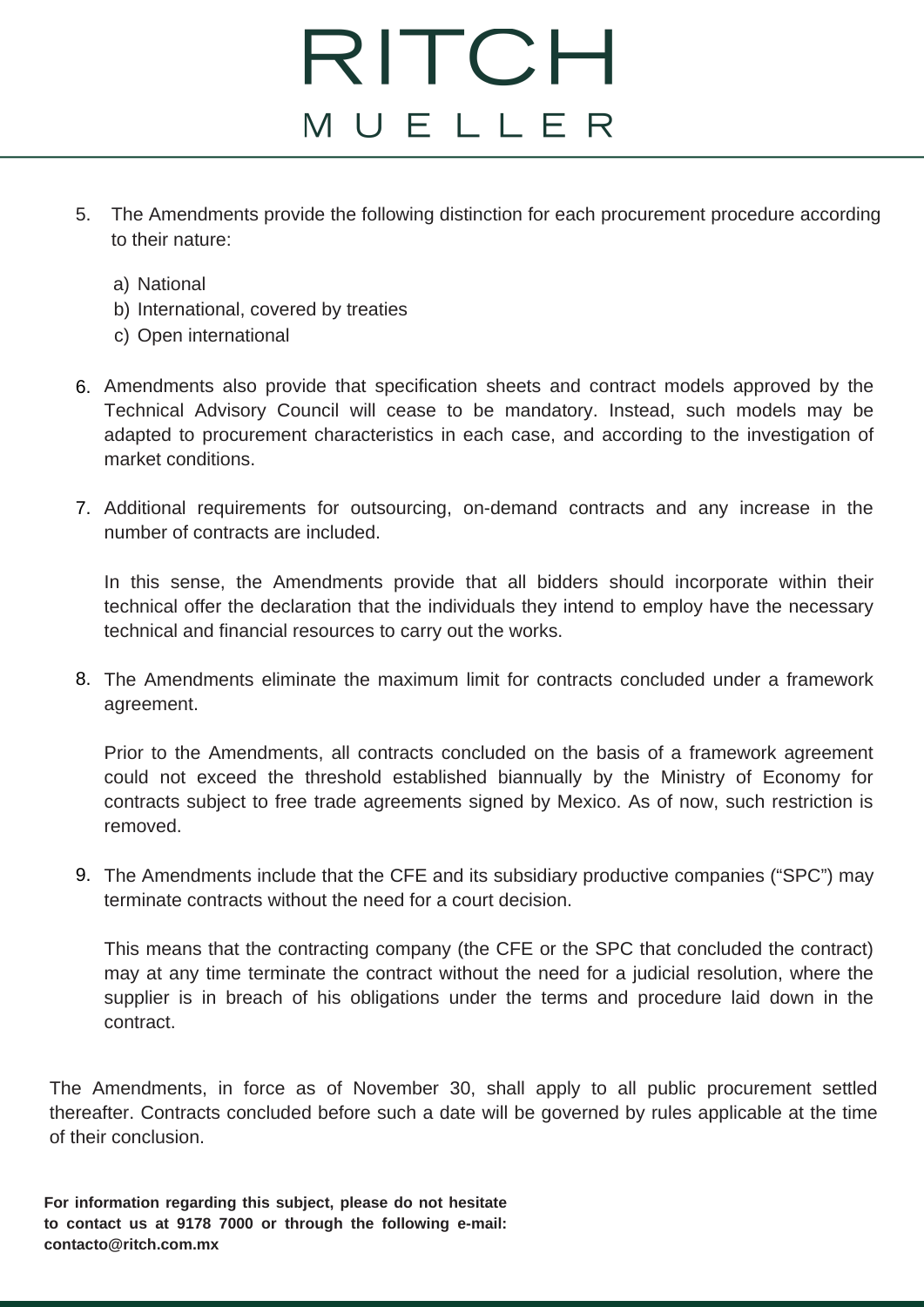5. The Amendments provide the following distinction for each procurement procedure according to their nature:

   a) National
   b) International, covered by treaties
   c) Open international

6. Amendments also provide that specification sheets and contract models approved by the Technical Advisory Council will cease to be mandatory. Instead, such models may be adapted to procurement characteristics in each case, and according to the investigation of market conditions.

7. Additional requirements for outsourcing, on-demand contracts and any increase in the number of contracts are included.

   In this sense, the Amendments provide that all bidders should incorporate within their technical offer the declaration that the individuals they intend to employ have the necessary technical and financial resources to carry out the works.

8. The Amendments eliminate the maximum limit for contracts concluded under a framework agreement.

   Prior to the Amendments, all contracts concluded on the basis of a framework agreement could not exceed the threshold established biannually by the Ministry of Economy for contracts subject to free trade agreements signed by Mexico. As of now, such restriction is removed.

9. The Amendments include that the CFE and its subsidiary productive companies ("SPC") may terminate contracts without the need for a court decision.

   This means that the contracting company (the CFE or the SPC that concluded the contract) may at any time terminate the contract without the need for a judicial resolution, where the supplier is in breach of his obligations under the terms and procedure laid down in the contract.

The Amendments, in force as of November 30, shall apply to all public procurement settled thereafter. Contracts concluded before such a date will be governed by rules applicable at the time of their conclusion.

**For information regarding this subject, please do not hesitate to contact us at 9178 7000 or through the following e-mail: contacto@ritch.com.mx**